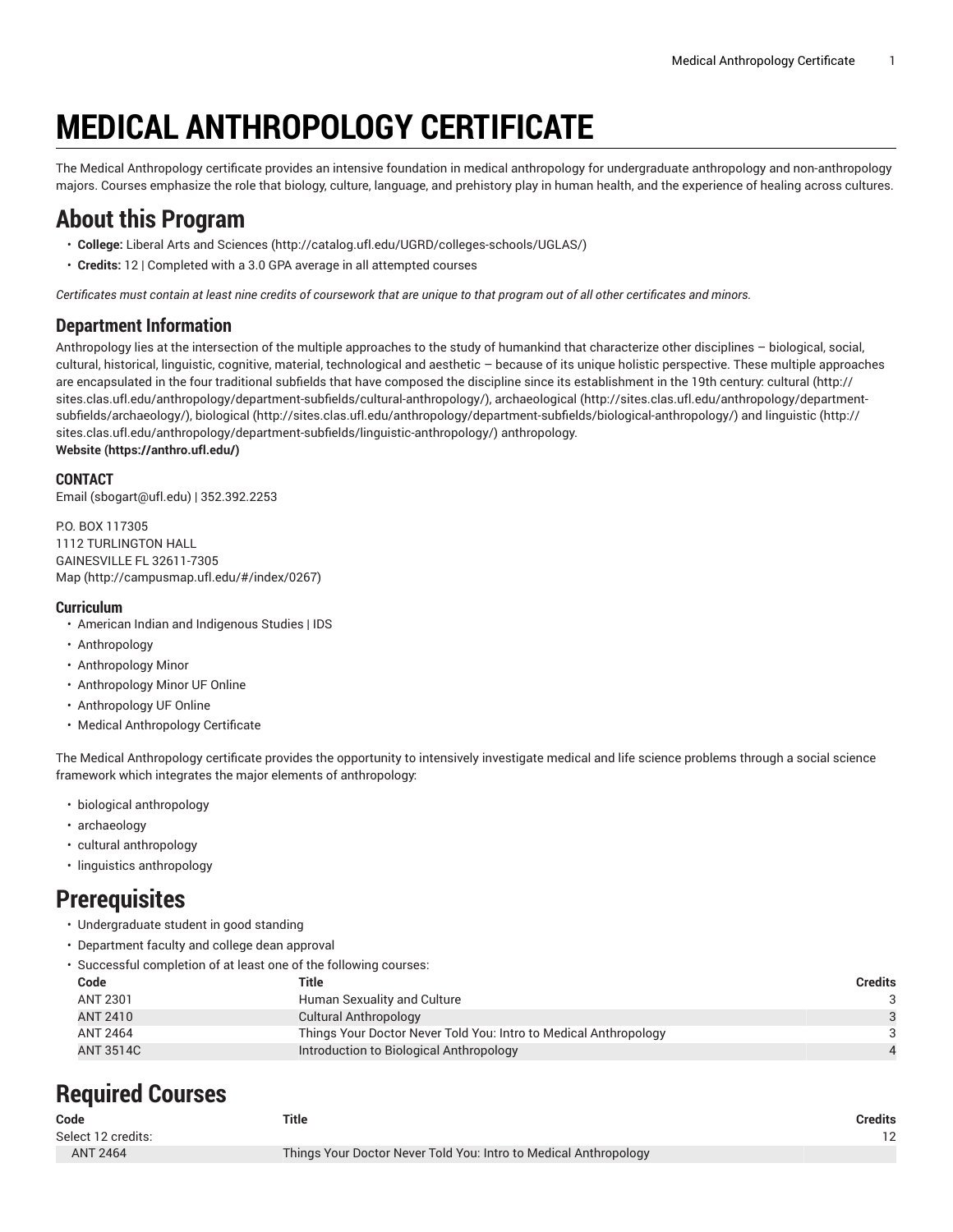# MEDICAL ANTHROPOLOGY CERTIFICATE

The Medical Anthropology certificate provides an intensive foundation in medical anthropology for undergraduate anthropology and non-anthropology majors. Courses emphasize the role that biology, culture, language, and prehistory play in human health, and the experience of healing across cultures.

## About this Program

- **College:** Liberal Arts and Sciences (http://catalog.ufl.edu/UGRD/colleges-schools/UGLAS/)
- **Credits:** 12 | Completed with a 3.0 GPA average in all attempted courses

*Certificates must contain at least nine credits of coursework that are unique to that program out of all other certificates and minors.*

### Department Information

Anthropology lies at the intersection of the multiple approaches to the study of humankind that characterize other disciplines – biological, social, cultural, historical, linguistic, cognitive, material, technological and aesthetic – because of its unique holistic perspective. These multiple approaches are encapsulated in the four traditional subfields that have composed the discipline since its establishment in the 19th century: cultural (http://sites.clas.ufl.edu/anthropology/department-subfields/cultural-anthropology/), archaeological (http://sites.clas.ufl.edu/anthropology/department-subfields/archaeology/), biological (http://sites.clas.ufl.edu/anthropology/department-subfields/biological-anthropology/) and linguistic (http://sites.clas.ufl.edu/anthropology/department-subfields/linguistic-anthropology/) anthropology.
**Website (https://anthro.ufl.edu/)**

#### CONTACT

Email (sbogart@ufl.edu) | 352.392.2253

P.O. BOX 117305
1112 TURLINGTON HALL
GAINESVILLE FL 32611-7305
Map (http://campusmap.ufl.edu/#/index/0267)

#### Curriculum

- American Indian and Indigenous Studies | IDS
- Anthropology
- Anthropology Minor
- Anthropology Minor UF Online
- Anthropology UF Online
- Medical Anthropology Certificate

The Medical Anthropology certificate provides the opportunity to intensively investigate medical and life science problems through a social science framework which integrates the major elements of anthropology:

- biological anthropology
- archaeology
- cultural anthropology
- linguistics anthropology

## Prerequisites

- Undergraduate student in good standing
- Department faculty and college dean approval
- Successful completion of at least one of the following courses:

| Code | Title | Credits |
|---|---|---|
| ANT 2301 | Human Sexuality and Culture | 3 |
| ANT 2410 | Cultural Anthropology | 3 |
| ANT 2464 | Things Your Doctor Never Told You: Intro to Medical Anthropology | 3 |
| ANT 3514C | Introduction to Biological Anthropology | 4 |

## Required Courses

| Code | Title | Credits |
|---|---|---|
| Select 12 credits: | | 12 |
| ANT 2464 | Things Your Doctor Never Told You: Intro to Medical Anthropology | |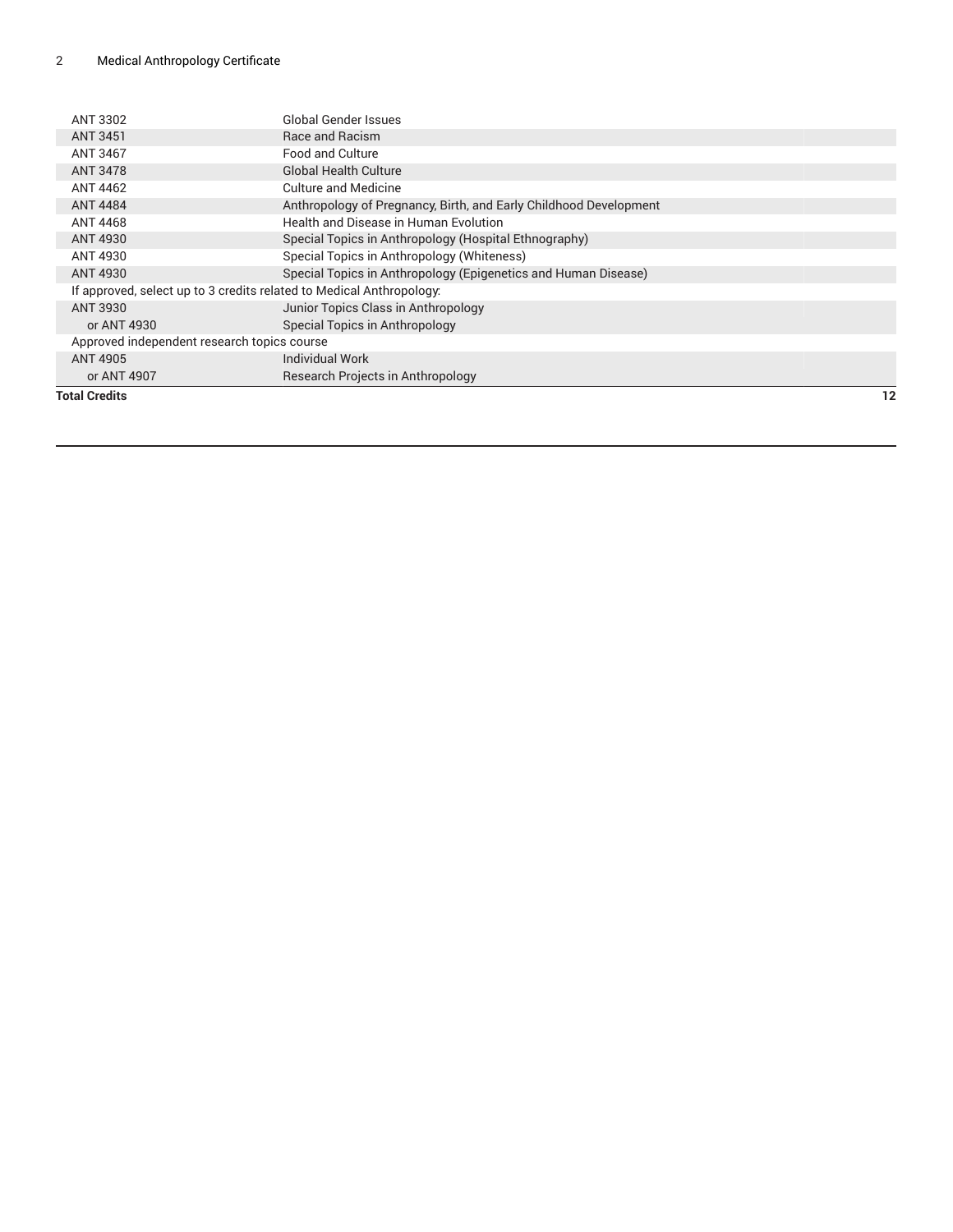| | | |
|---|---|---|
| ANT 3302 | Global Gender Issues | |
| ANT 3451 | Race and Racism | |
| ANT 3467 | Food and Culture | |
| ANT 3478 | Global Health Culture | |
| ANT 4462 | Culture and Medicine | |
| ANT 4484 | Anthropology of Pregnancy, Birth, and Early Childhood Development | |
| ANT 4468 | Health and Disease in Human Evolution | |
| ANT 4930 | Special Topics in Anthropology (Hospital Ethnography) | |
| ANT 4930 | Special Topics in Anthropology (Whiteness) | |
| ANT 4930 | Special Topics in Anthropology (Epigenetics and Human Disease) | |
| If approved, select up to 3 credits related to Medical Anthropology: | | |
| ANT 3930 | Junior Topics Class in Anthropology | |
| or ANT 4930 | Special Topics in Anthropology | |
| Approved independent research topics course | | |
| ANT 4905 | Individual Work | |
| or ANT 4907 | Research Projects in Anthropology | |
| **Total Credits** | | **12** |